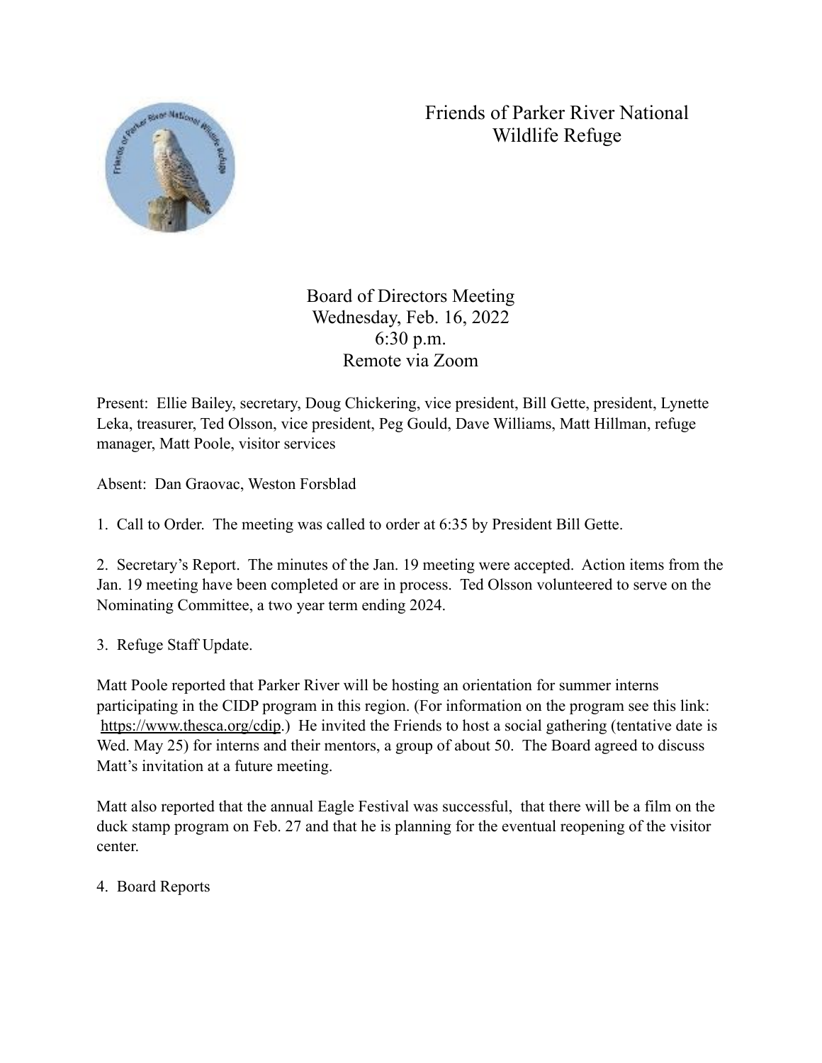# Friends of Parker River National Wildlife Refuge

## Board of Directors Meeting
Wednesday, Feb. 16, 2022
6:30 p.m.
Remote via Zoom

Present: Ellie Bailey, secretary, Doug Chickering, vice president, Bill Gette, president, Lynette Leka, treasurer, Ted Olsson, vice president, Peg Gould, Dave Williams, Matt Hillman, refuge manager, Matt Poole, visitor services

Absent: Dan Graovac, Weston Forsblad

1. Call to Order. The meeting was called to order at 6:35 by President Bill Gette.

2. Secretary's Report. The minutes of the Jan. 19 meeting were accepted. Action items from the Jan. 19 meeting have been completed or are in process. Ted Olsson volunteered to serve on the Nominating Committee, a two year term ending 2024.

3. Refuge Staff Update.

Matt Poole reported that Parker River will be hosting an orientation for summer interns participating in the CIDP program in this region. (For information on the program see this link: https://www.thesca.org/cdip.) He invited the Friends to host a social gathering (tentative date is Wed. May 25) for interns and their mentors, a group of about 50. The Board agreed to discuss Matt's invitation at a future meeting.

Matt also reported that the annual Eagle Festival was successful, that there will be a film on the duck stamp program on Feb. 27 and that he is planning for the eventual reopening of the visitor center.

4. Board Reports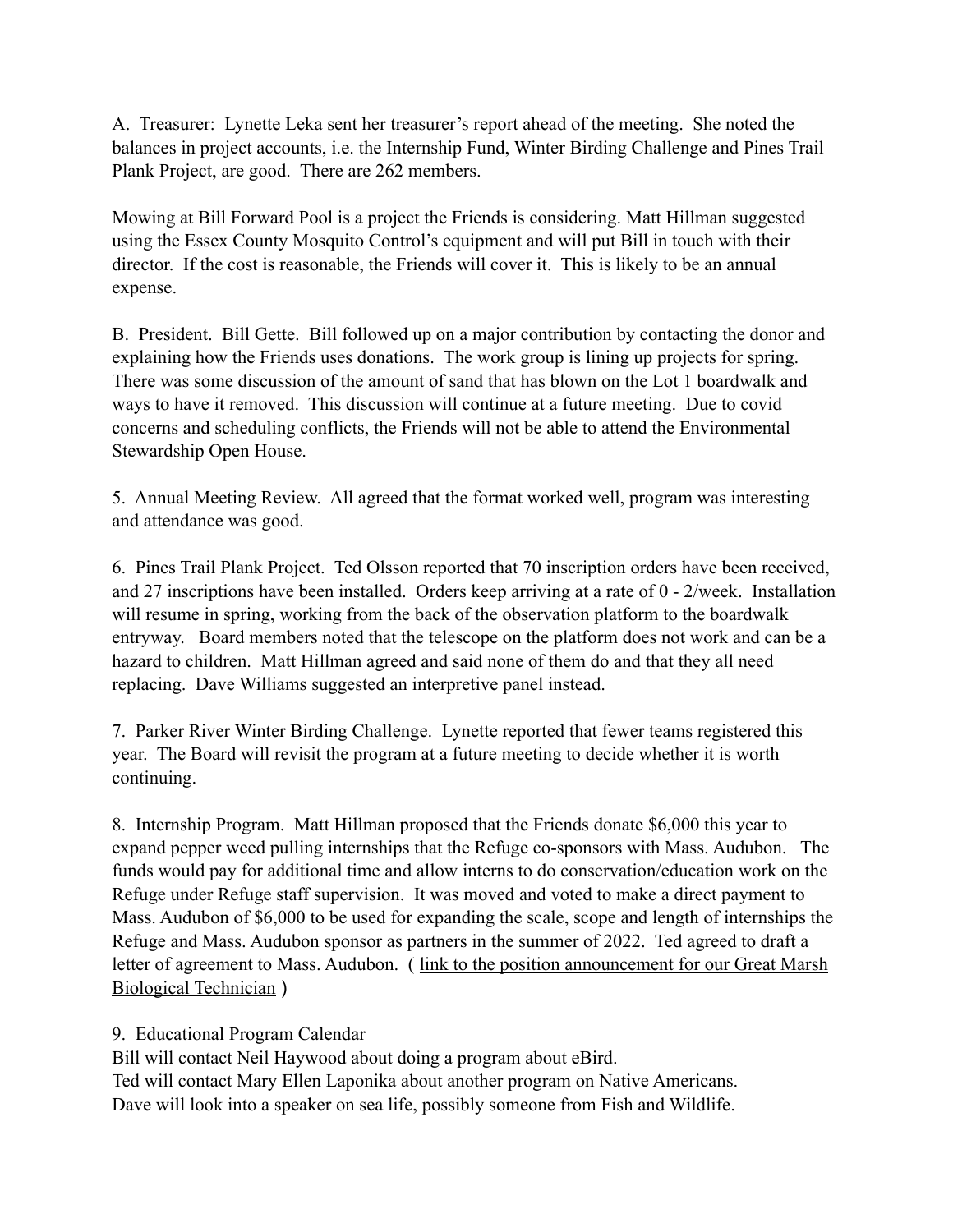A.  Treasurer:  Lynette Leka sent her treasurer's report ahead of the meeting.  She noted the balances in project accounts, i.e. the Internship Fund, Winter Birding Challenge and Pines Trail Plank Project, are good.  There are 262 members.

Mowing at Bill Forward Pool is a project the Friends is considering. Matt Hillman suggested using the Essex County Mosquito Control's equipment and will put Bill in touch with their director.  If the cost is reasonable, the Friends will cover it.  This is likely to be an annual expense.

B.  President.  Bill Gette.  Bill followed up on a major contribution by contacting the donor and explaining how the Friends uses donations.  The work group is lining up projects for spring.  There was some discussion of the amount of sand that has blown on the Lot 1 boardwalk and ways to have it removed.  This discussion will continue at a future meeting.  Due to covid concerns and scheduling conflicts, the Friends will not be able to attend the Environmental Stewardship Open House.

5.  Annual Meeting Review.  All agreed that the format worked well, program was interesting and attendance was good.

6.  Pines Trail Plank Project.  Ted Olsson reported that 70 inscription orders have been received, and 27 inscriptions have been installed.  Orders keep arriving at a rate of 0 - 2/week.  Installation will resume in spring, working from the back of the observation platform to the boardwalk entryway.   Board members noted that the telescope on the platform does not work and can be a hazard to children.  Matt Hillman agreed and said none of them do and that they all need replacing.  Dave Williams suggested an interpretive panel instead.

7.  Parker River Winter Birding Challenge.  Lynette reported that fewer teams registered this year.  The Board will revisit the program at a future meeting to decide whether it is worth continuing.

8.  Internship Program.  Matt Hillman proposed that the Friends donate $6,000 this year to expand pepper weed pulling internships that the Refuge co-sponsors with Mass. Audubon.   The funds would pay for additional time and allow interns to do conservation/education work on the Refuge under Refuge staff supervision.  It was moved and voted to make a direct payment to Mass. Audubon of $6,000 to be used for expanding the scale, scope and length of internships the Refuge and Mass. Audubon sponsor as partners in the summer of 2022.  Ted agreed to draft a letter of agreement to Mass. Audubon.  ( link to the position announcement for our Great Marsh Biological Technician )

9.  Educational Program Calendar

Bill will contact Neil Haywood about doing a program about eBird.
Ted will contact Mary Ellen Laponika about another program on Native Americans.
Dave will look into a speaker on sea life, possibly someone from Fish and Wildlife.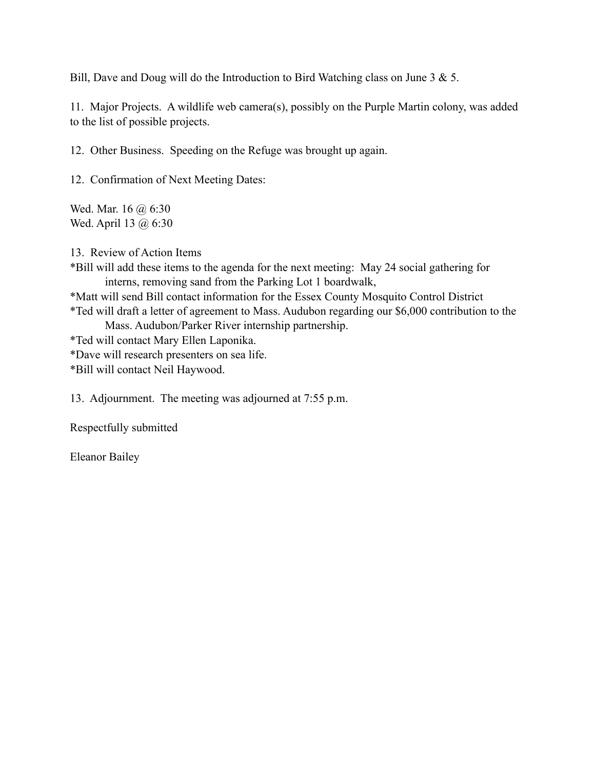Bill, Dave and Doug will do the Introduction to Bird Watching class on June 3 & 5.

11. Major Projects. A wildlife web camera(s), possibly on the Purple Martin colony, was added to the list of possible projects.

12. Other Business. Speeding on the Refuge was brought up again.

12. Confirmation of Next Meeting Dates:

Wed. Mar. 16 @ 6:30
Wed. April 13 @ 6:30

13. Review of Action Items

*Bill will add these items to the agenda for the next meeting: May 24 social gathering for interns, removing sand from the Parking Lot 1 boardwalk,
*Matt will send Bill contact information for the Essex County Mosquito Control District
*Ted will draft a letter of agreement to Mass. Audubon regarding our $6,000 contribution to the Mass. Audubon/Parker River internship partnership.
*Ted will contact Mary Ellen Laponika.
*Dave will research presenters on sea life.
*Bill will contact Neil Haywood.

13. Adjournment. The meeting was adjourned at 7:55 p.m.

Respectfully submitted

Eleanor Bailey